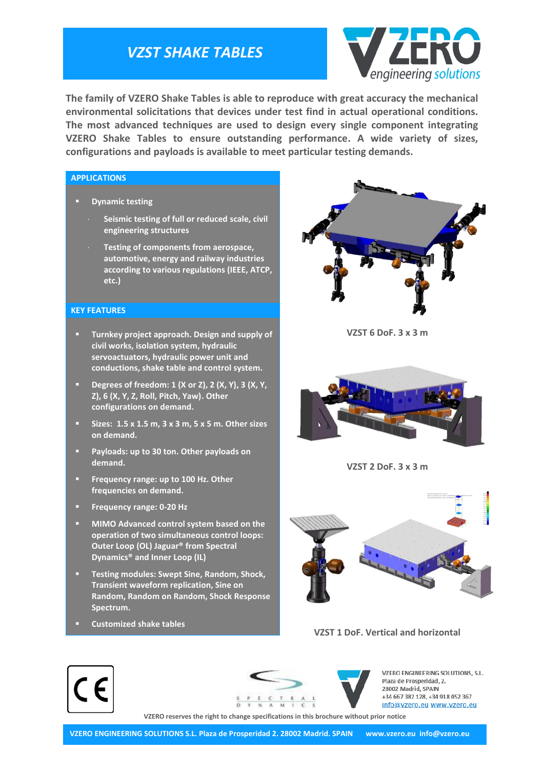# VZST SHAKE TABLES

**The family of VZERO Shake Tables is able to reproduce with great accuracy the mechanical environmental solicitations that devices under test find in actual operational conditions. The most advanced techniques are used to design every single component integrating VZERO Shake Tables to ensure outstanding performance. A wide variety of sizes, configurations and payloads is available to meet particular testing demands.**

## APPLICATIONS

- **Dynamic testing**
  - **Seismic testing of full or reduced scale, civil engineering structures**
  - **Testing of components from aerospace, automotive, energy and railway industries according to various regulations (IEEE, ATCP, etc.)**

## KEY FEATURES

- **Turnkey project approach. Design and supply of civil works, isolation system, hydraulic servoactuators, hydraulic power unit and conductions, shake table and control system.**
- **Degrees of freedom: 1 (X or Z), 2 (X, Y), 3 (X, Y, Z), 6 (X, Y, Z, Roll, Pitch, Yaw). Other configurations on demand.**
- **Sizes: 1.5 x 1.5 m, 3 x 3 m, 5 x 5 m. Other sizes on demand.**
- **Payloads: up to 30 ton. Other payloads on demand.**
- **Frequency range: up to 100 Hz. Other frequencies on demand.**
- **Frequency range: 0-20 Hz**
- **MIMO Advanced control system based on the operation of two simultaneous control loops: Outer Loop (OL) Jaguar® from Spectral Dynamics® and Inner Loop (IL)**
- **Testing modules: Swept Sine, Random, Shock, Transient waveform replication, Sine on Random, Random on Random, Shock Response Spectrum.**
- **Customized shake tables**

**VZST 6 DoF. 3 x 3 m**

**VZST 2 DoF. 3 x 3 m**

**VZST 1 DoF. Vertical and horizontal**

VZERO ENGINEERING SOLUTIONS, S.L.
Plaza de Prosperidad, 2.
28002 Madrid, SPAIN
+34 667 382 128, +34 918 052 367
info@vzero.eu www.vzero.eu

VZERO reserves the right to change specifications in this brochure without prior notice

**VZERO ENGINEERING SOLUTIONS S.L. Plaza de Prosperidad 2. 28002 Madrid. SPAIN www.vzero.eu info@vzero.eu**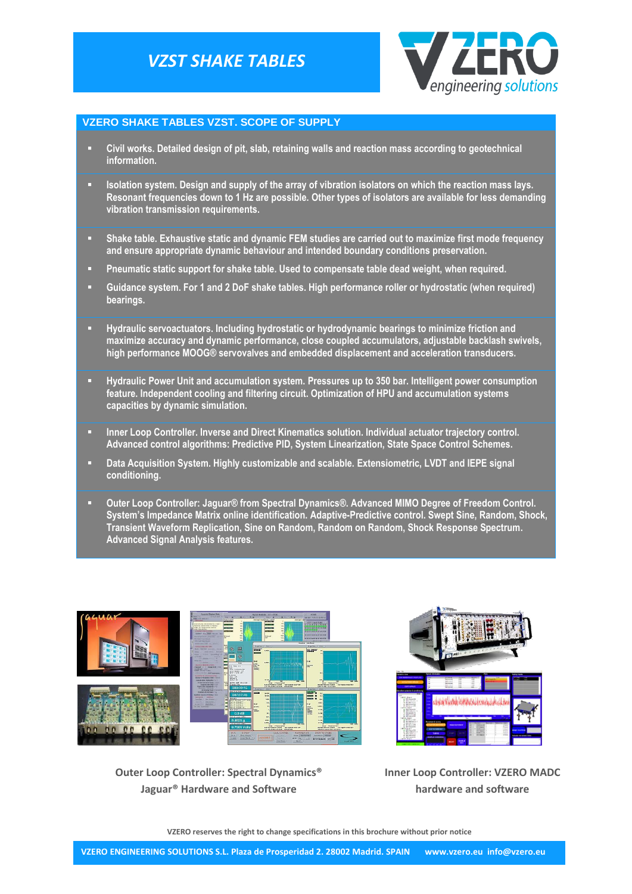# VZST SHAKE TABLES

VZERO engineering solutions

## VZERO SHAKE TABLES VZST. SCOPE OF SUPPLY

- Civil works. Detailed design of pit, slab, retaining walls and reaction mass according to geotechnical information.
- Isolation system. Design and supply of the array of vibration isolators on which the reaction mass lays. Resonant frequencies down to 1 Hz are possible. Other types of isolators are available for less demanding vibration transmission requirements.
- Shake table. Exhaustive static and dynamic FEM studies are carried out to maximize first mode frequency and ensure appropriate dynamic behaviour and intended boundary conditions preservation.
- Pneumatic static support for shake table. Used to compensate table dead weight, when required.
- Guidance system. For 1 and 2 DoF shake tables. High performance roller or hydrostatic (when required) bearings.
- Hydraulic servoactuators. Including hydrostatic or hydrodynamic bearings to minimize friction and maximize accuracy and dynamic performance, close coupled accumulators, adjustable backlash swivels, high performance MOOG® servovalves and embedded displacement and acceleration transducers.
- Hydraulic Power Unit and accumulation system. Pressures up to 350 bar. Intelligent power consumption feature. Independent cooling and filtering circuit. Optimization of HPU and accumulation systems capacities by dynamic simulation.
- Inner Loop Controller. Inverse and Direct Kinematics solution. Individual actuator trajectory control. Advanced control algorithms: Predictive PID, System Linearization, State Space Control Schemes.
- Data Acquisition System. Highly customizable and scalable. Extensiometric, LVDT and IEPE signal conditioning.
- Outer Loop Controller: Jaguar® from Spectral Dynamics®. Advanced MIMO Degree of Freedom Control. System's Impedance Matrix online identification. Adaptive-Predictive control. Swept Sine, Random, Shock, Transient Waveform Replication, Sine on Random, Random on Random, Shock Response Spectrum. Advanced Signal Analysis features.

Outer Loop Controller: Spectral Dynamics® Jaguar® Hardware and Software

Inner Loop Controller: VZERO MADC hardware and software

VZERO reserves the right to change specifications in this brochure without prior notice

VZERO ENGINEERING SOLUTIONS S.L. Plaza de Prosperidad 2. 28002 Madrid. SPAIN www.vzero.eu info@vzero.eu